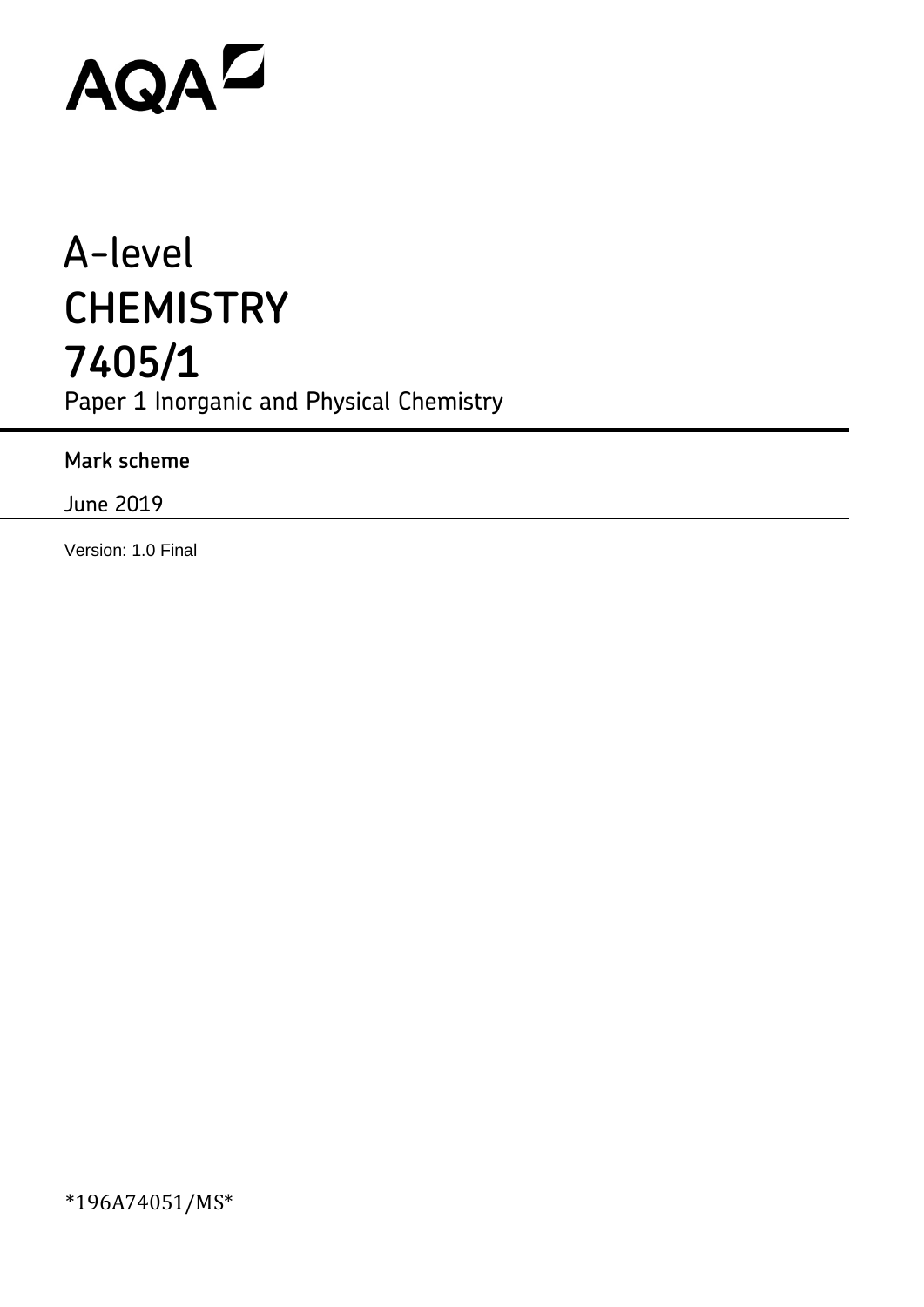AQA

# A-level
# CHEMISTRY
# 7405/1

Paper 1 Inorganic and Physical Chemistry

**Mark scheme**

June 2019

Version: 1.0 Final

*196A74051/MS*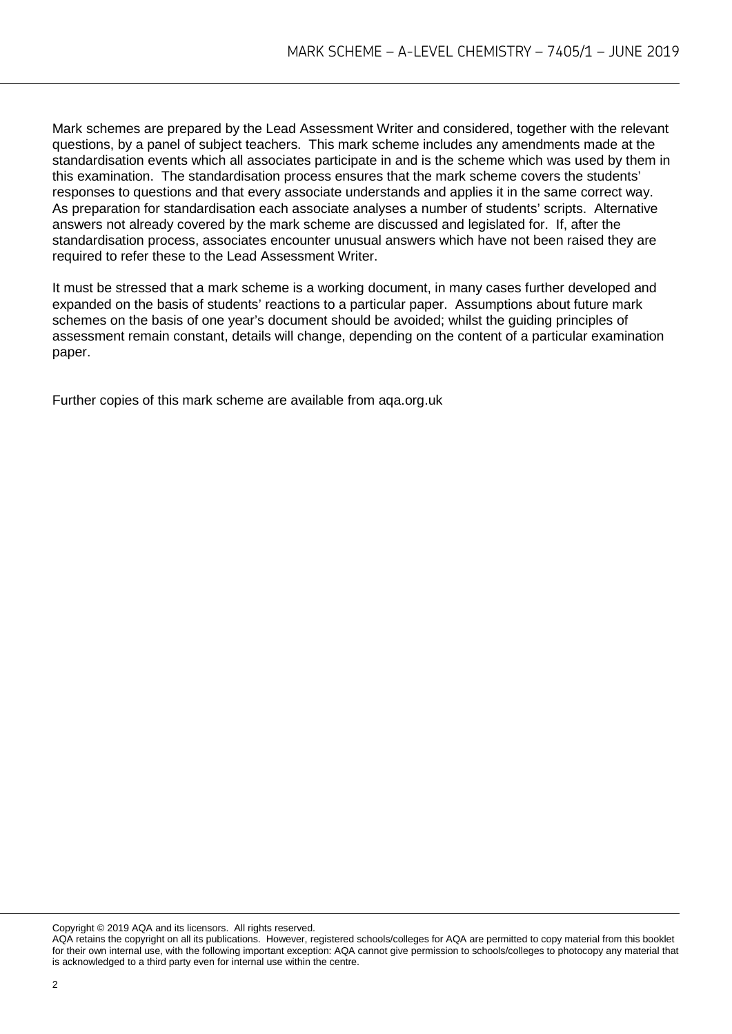Mark schemes are prepared by the Lead Assessment Writer and considered, together with the relevant questions, by a panel of subject teachers. This mark scheme includes any amendments made at the standardisation events which all associates participate in and is the scheme which was used by them in this examination. The standardisation process ensures that the mark scheme covers the students' responses to questions and that every associate understands and applies it in the same correct way. As preparation for standardisation each associate analyses a number of students' scripts. Alternative answers not already covered by the mark scheme are discussed and legislated for. If, after the standardisation process, associates encounter unusual answers which have not been raised they are required to refer these to the Lead Assessment Writer.

It must be stressed that a mark scheme is a working document, in many cases further developed and expanded on the basis of students' reactions to a particular paper. Assumptions about future mark schemes on the basis of one year's document should be avoided; whilst the guiding principles of assessment remain constant, details will change, depending on the content of a particular examination paper.

Further copies of this mark scheme are available from aqa.org.uk

Copyright © 2019 AQA and its licensors. All rights reserved.
AQA retains the copyright on all its publications. However, registered schools/colleges for AQA are permitted to copy material from this booklet for their own internal use, with the following important exception: AQA cannot give permission to schools/colleges to photocopy any material that is acknowledged to a third party even for internal use within the centre.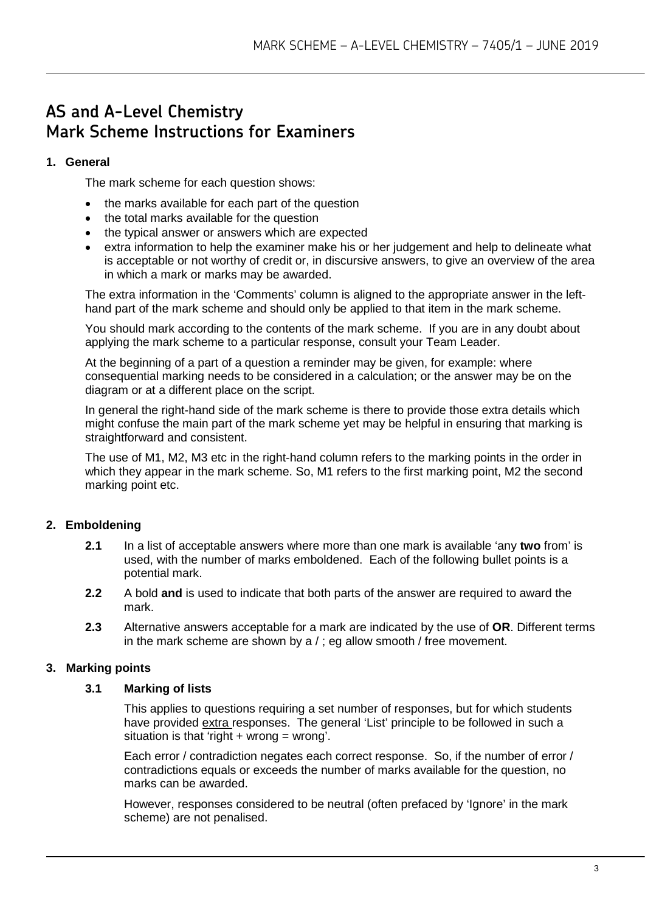# AS and A-Level Chemistry
# Mark Scheme Instructions for Examiners

## 1. General

The mark scheme for each question shows:

- the marks available for each part of the question
- the total marks available for the question
- the typical answer or answers which are expected
- extra information to help the examiner make his or her judgement and help to delineate what is acceptable or not worthy of credit or, in discursive answers, to give an overview of the area in which a mark or marks may be awarded.

The extra information in the 'Comments' column is aligned to the appropriate answer in the left-hand part of the mark scheme and should only be applied to that item in the mark scheme.

You should mark according to the contents of the mark scheme. If you are in any doubt about applying the mark scheme to a particular response, consult your Team Leader.

At the beginning of a part of a question a reminder may be given, for example: where consequential marking needs to be considered in a calculation; or the answer may be on the diagram or at a different place on the script.

In general the right-hand side of the mark scheme is there to provide those extra details which might confuse the main part of the mark scheme yet may be helpful in ensuring that marking is straightforward and consistent.

The use of M1, M2, M3 etc in the right-hand column refers to the marking points in the order in which they appear in the mark scheme. So, M1 refers to the first marking point, M2 the second marking point etc.

## 2. Emboldening

**2.1** In a list of acceptable answers where more than one mark is available 'any **two** from' is used, with the number of marks emboldened. Each of the following bullet points is a potential mark.

**2.2** A bold **and** is used to indicate that both parts of the answer are required to award the mark.

**2.3** Alternative answers acceptable for a mark are indicated by the use of **OR**. Different terms in the mark scheme are shown by a / ; eg allow smooth / free movement.

## 3. Marking points

### 3.1 Marking of lists

This applies to questions requiring a set number of responses, but for which students have provided extra responses. The general 'List' principle to be followed in such a situation is that 'right + wrong = wrong'.

Each error / contradiction negates each correct response. So, if the number of error / contradictions equals or exceeds the number of marks available for the question, no marks can be awarded.

However, responses considered to be neutral (often prefaced by 'Ignore' in the mark scheme) are not penalised.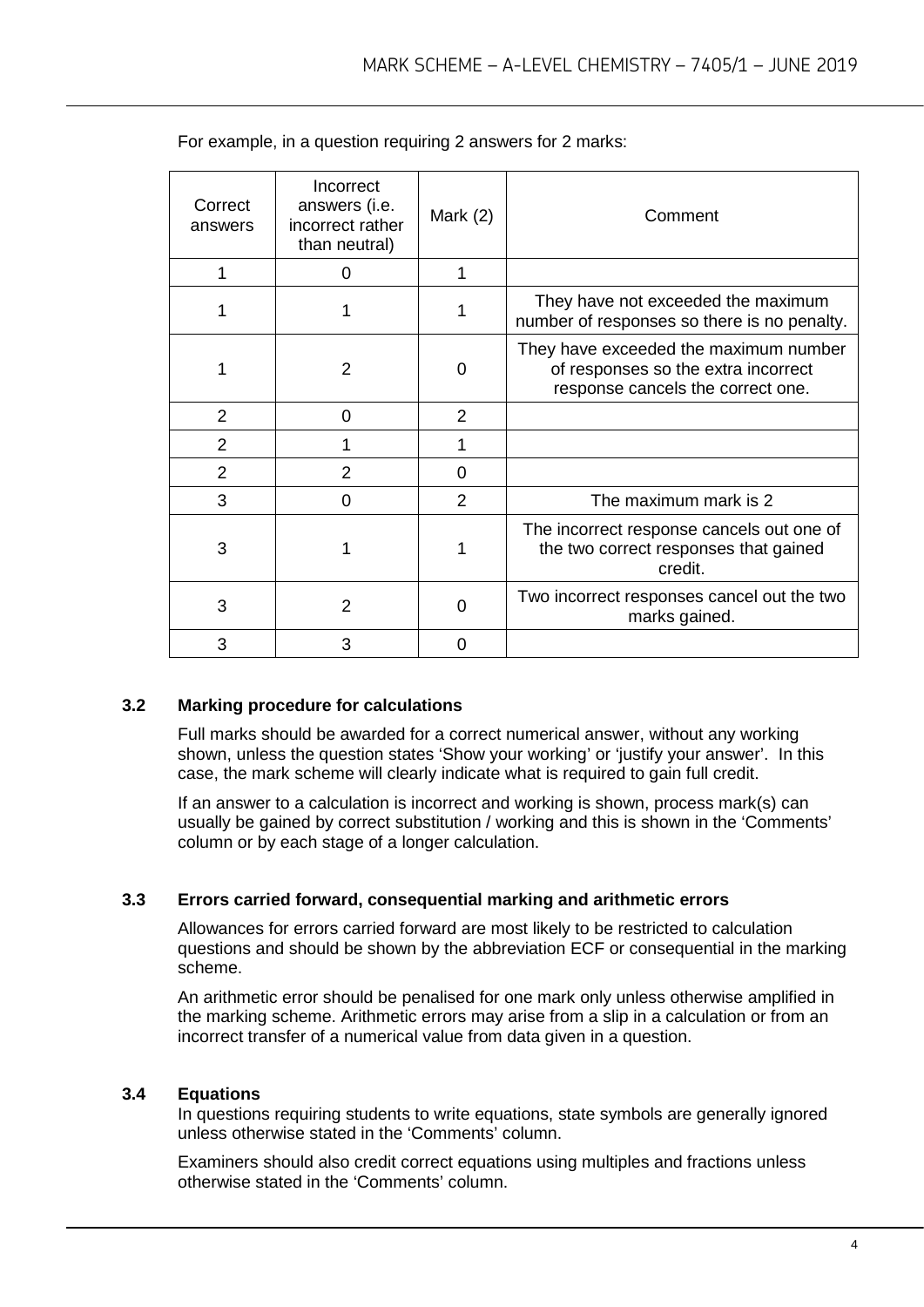For example, in a question requiring 2 answers for 2 marks:

| Correct answers | Incorrect answers (i.e. incorrect rather than neutral) | Mark (2) | Comment |
|---|---|---|---|
| 1 | 0 | 1 | |
| 1 | 1 | 1 | They have not exceeded the maximum number of responses so there is no penalty. |
| 1 | 2 | 0 | They have exceeded the maximum number of responses so the extra incorrect response cancels the correct one. |
| 2 | 0 | 2 | |
| 2 | 1 | 1 | |
| 2 | 2 | 0 | |
| 3 | 0 | 2 | The maximum mark is 2 |
| 3 | 1 | 1 | The incorrect response cancels out one of the two correct responses that gained credit. |
| 3 | 2 | 0 | Two incorrect responses cancel out the two marks gained. |
| 3 | 3 | 0 | |

### 3.2 Marking procedure for calculations

Full marks should be awarded for a correct numerical answer, without any working shown, unless the question states 'Show your working' or 'justify your answer'. In this case, the mark scheme will clearly indicate what is required to gain full credit.

If an answer to a calculation is incorrect and working is shown, process mark(s) can usually be gained by correct substitution / working and this is shown in the 'Comments' column or by each stage of a longer calculation.

### 3.3 Errors carried forward, consequential marking and arithmetic errors

Allowances for errors carried forward are most likely to be restricted to calculation questions and should be shown by the abbreviation ECF or consequential in the marking scheme.

An arithmetic error should be penalised for one mark only unless otherwise amplified in the marking scheme. Arithmetic errors may arise from a slip in a calculation or from an incorrect transfer of a numerical value from data given in a question.

### 3.4 Equations

In questions requiring students to write equations, state symbols are generally ignored unless otherwise stated in the 'Comments' column.

Examiners should also credit correct equations using multiples and fractions unless otherwise stated in the 'Comments' column.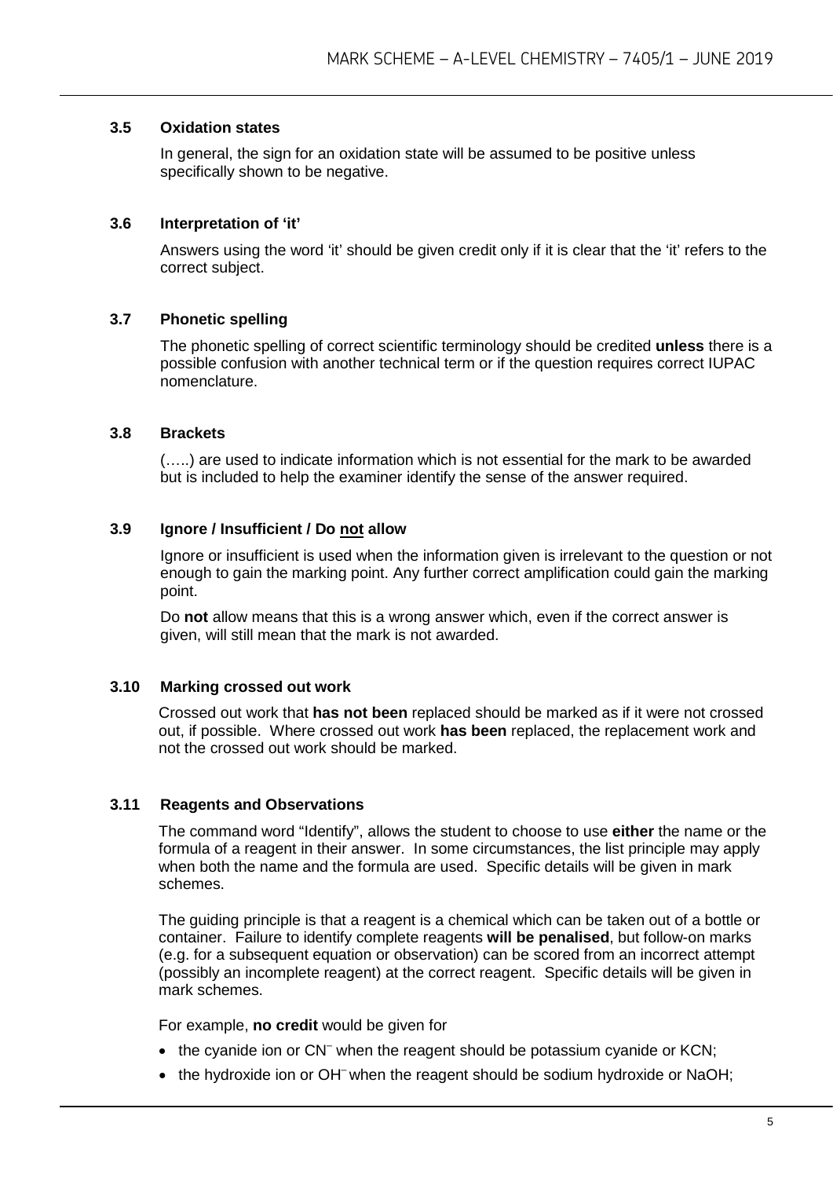### 3.5 Oxidation states

In general, the sign for an oxidation state will be assumed to be positive unless specifically shown to be negative.

### 3.6 Interpretation of 'it'

Answers using the word 'it' should be given credit only if it is clear that the 'it' refers to the correct subject.

### 3.7 Phonetic spelling

The phonetic spelling of correct scientific terminology should be credited **unless** there is a possible confusion with another technical term or if the question requires correct IUPAC nomenclature.

### 3.8 Brackets

(…..) are used to indicate information which is not essential for the mark to be awarded but is included to help the examiner identify the sense of the answer required.

### 3.9 Ignore / Insufficient / Do not allow

Ignore or insufficient is used when the information given is irrelevant to the question or not enough to gain the marking point. Any further correct amplification could gain the marking point.

Do **not** allow means that this is a wrong answer which, even if the correct answer is given, will still mean that the mark is not awarded.

### 3.10 Marking crossed out work

Crossed out work that **has not been** replaced should be marked as if it were not crossed out, if possible. Where crossed out work **has been** replaced, the replacement work and not the crossed out work should be marked.

### 3.11 Reagents and Observations

The command word "Identify", allows the student to choose to use **either** the name or the formula of a reagent in their answer. In some circumstances, the list principle may apply when both the name and the formula are used. Specific details will be given in mark schemes.

The guiding principle is that a reagent is a chemical which can be taken out of a bottle or container. Failure to identify complete reagents **will be penalised**, but follow-on marks (e.g. for a subsequent equation or observation) can be scored from an incorrect attempt (possibly an incomplete reagent) at the correct reagent. Specific details will be given in mark schemes.

For example, **no credit** would be given for

- the cyanide ion or $CN^-$ when the reagent should be potassium cyanide or KCN;
- the hydroxide ion or $OH^-$ when the reagent should be sodium hydroxide or NaOH;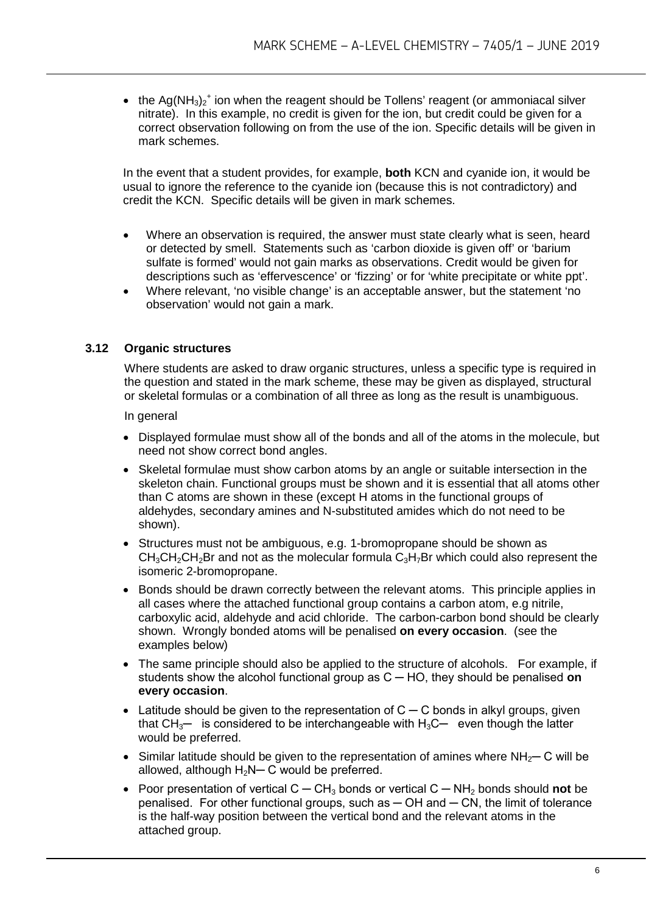- the $Ag(NH_3)_2^+$ ion when the reagent should be Tollens' reagent (or ammoniacal silver nitrate). In this example, no credit is given for the ion, but credit could be given for a correct observation following on from the use of the ion. Specific details will be given in mark schemes.

In the event that a student provides, for example, **both** KCN and cyanide ion, it would be usual to ignore the reference to the cyanide ion (because this is not contradictory) and credit the KCN. Specific details will be given in mark schemes.

- Where an observation is required, the answer must state clearly what is seen, heard or detected by smell. Statements such as 'carbon dioxide is given off' or 'barium sulfate is formed' would not gain marks as observations. Credit would be given for descriptions such as 'effervescence' or 'fizzing' or for 'white precipitate or white ppt'.
- Where relevant, 'no visible change' is an acceptable answer, but the statement 'no observation' would not gain a mark.

### 3.12 Organic structures

Where students are asked to draw organic structures, unless a specific type is required in the question and stated in the mark scheme, these may be given as displayed, structural or skeletal formulas or a combination of all three as long as the result is unambiguous.

In general

- Displayed formulae must show all of the bonds and all of the atoms in the molecule, but need not show correct bond angles.
- Skeletal formulae must show carbon atoms by an angle or suitable intersection in the skeleton chain. Functional groups must be shown and it is essential that all atoms other than C atoms are shown in these (except H atoms in the functional groups of aldehydes, secondary amines and N-substituted amides which do not need to be shown).
- Structures must not be ambiguous, e.g. 1-bromopropane should be shown as $CH_3CH_2CH_2Br$ and not as the molecular formula $C_3H_7Br$ which could also represent the isomeric 2-bromopropane.
- Bonds should be drawn correctly between the relevant atoms. This principle applies in all cases where the attached functional group contains a carbon atom, e.g nitrile, carboxylic acid, aldehyde and acid chloride. The carbon-carbon bond should be clearly shown. Wrongly bonded atoms will be penalised **on every occasion**. (see the examples below)
- The same principle should also be applied to the structure of alcohols. For example, if students show the alcohol functional group as C ─ HO, they should be penalised **on every occasion**.
- Latitude should be given to the representation of C ─ C bonds in alkyl groups, given that $CH_3$─ is considered to be interchangeable with $H_3C$─ even though the latter would be preferred.
- Similar latitude should be given to the representation of amines where $NH_2$─ C will be allowed, although $H_2N$─ C would be preferred.
- Poor presentation of vertical C ─ $CH_3$ bonds or vertical C ─ $NH_2$ bonds should **not** be penalised. For other functional groups, such as ─ OH and ─ CN, the limit of tolerance is the half-way position between the vertical bond and the relevant atoms in the attached group.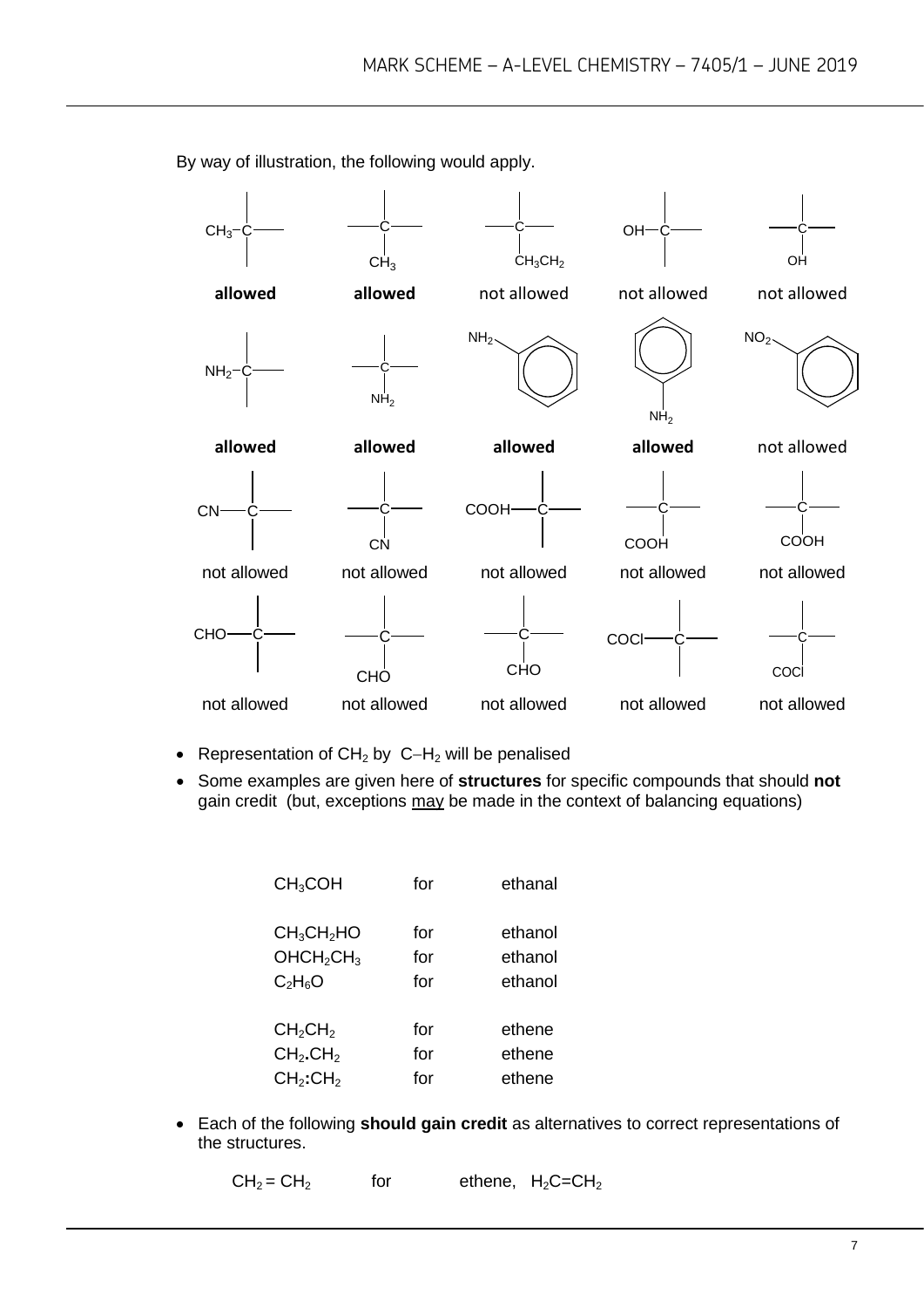By way of illustration, the following would apply.

| $CH_3$–C (left) | C with $CH_3$ (below) | C with $CH_3CH_2$ (below) | OH–C (left) | C with OH (below) |
|---|---|---|---|---|
| **allowed** | **allowed** | not allowed | not allowed | not allowed |
| $NH_2$–C (left) | C with $NH_2$ (below) | $NH_2$ on benzene ring (left) | benzene ring with $NH_2$ (below) | $NO_2$ on benzene ring (left) |
| **allowed** | **allowed** | **allowed** | **allowed** | not allowed |
| CN–C (left) | C with CN (below) | COOH–C (left) | C with COOH (below) | C with COOH (below) |
| not allowed | not allowed | not allowed | not allowed | not allowed |
| CHO–C (left) | C with CHO (below) | C with CHO (below) | COCl–C (left) | C with COCl (below) |
| not allowed | not allowed | not allowed | not allowed | not allowed |

- Representation of $CH_2$ by C–$H_2$ will be penalised
- Some examples are given here of **structures** for specific compounds that should **not** gain credit (but, exceptions may be made in the context of balancing equations)

| | | |
|---|---|---|
| $CH_3COH$ | for | ethanal |
| $CH_3CH_2HO$ | for | ethanol |
| $OHCH_2CH_3$ | for | ethanol |
| $C_2H_6O$ | for | ethanol |
| $CH_2CH_2$ | for | ethene |
| $CH_2.CH_2$ | for | ethene |
| $CH_2:CH_2$ | for | ethene |

- Each of the following **should gain credit** as alternatives to correct representations of the structures.

$CH_2 = CH_2$ for ethene, $H_2C{=}CH_2$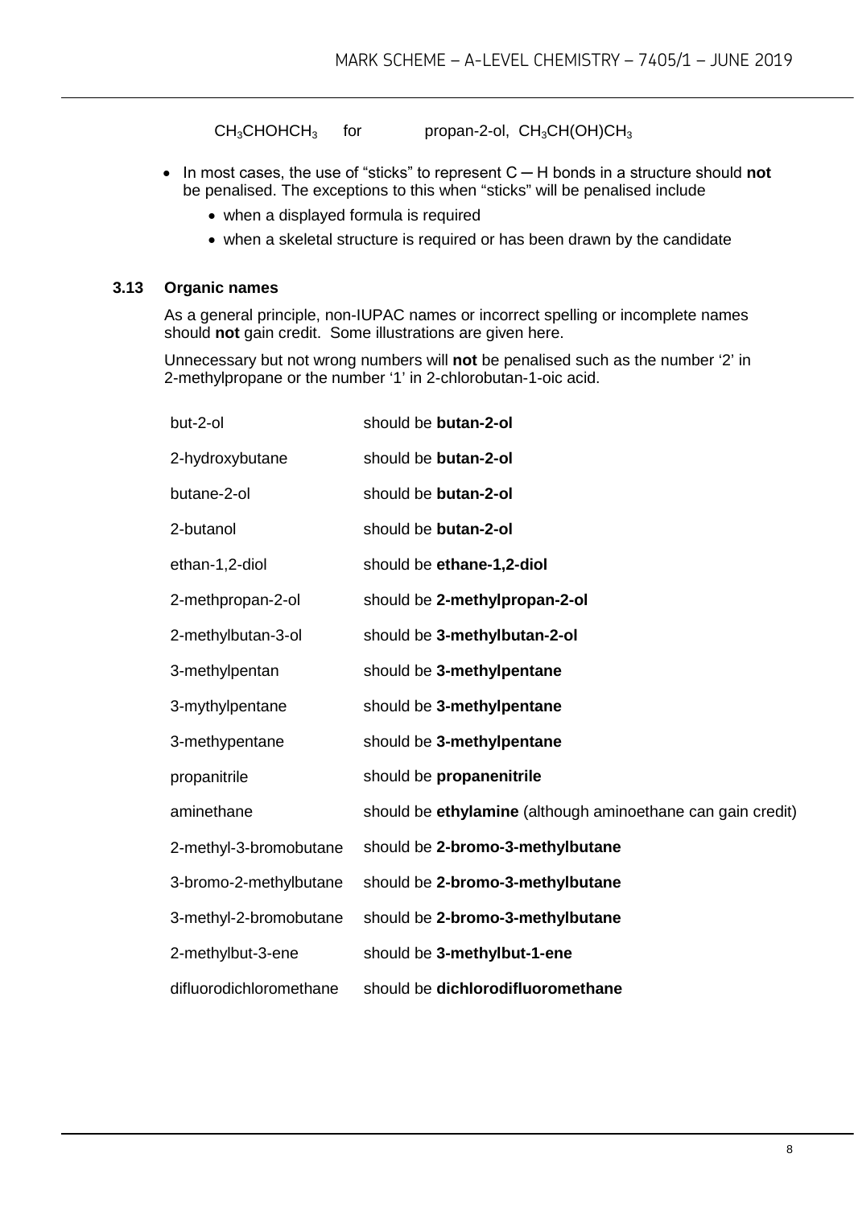$CH_3CHOHCH_3$ for propan-2-ol, $CH_3CH(OH)CH_3$

- In most cases, the use of "sticks" to represent C ─ H bonds in a structure should **not** be penalised. The exceptions to this when "sticks" will be penalised include
  - when a displayed formula is required
  - when a skeletal structure is required or has been drawn by the candidate

### 3.13 Organic names

As a general principle, non-IUPAC names or incorrect spelling or incomplete names should **not** gain credit. Some illustrations are given here.

Unnecessary but not wrong numbers will **not** be penalised such as the number '2' in 2-methylpropane or the number '1' in 2-chlorobutan-1-oic acid.

| | |
|---|---|
| but-2-ol | should be **butan-2-ol** |
| 2-hydroxybutane | should be **butan-2-ol** |
| butane-2-ol | should be **butan-2-ol** |
| 2-butanol | should be **butan-2-ol** |
| ethan-1,2-diol | should be **ethane-1,2-diol** |
| 2-methpropan-2-ol | should be **2-methylpropan-2-ol** |
| 2-methylbutan-3-ol | should be **3-methylbutan-2-ol** |
| 3-methylpentan | should be **3-methylpentane** |
| 3-mythylpentane | should be **3-methylpentane** |
| 3-methypentane | should be **3-methylpentane** |
| propanitrile | should be **propanenitrile** |
| aminethane | should be **ethylamine** (although aminoethane can gain credit) |
| 2-methyl-3-bromobutane | should be **2-bromo-3-methylbutane** |
| 3-bromo-2-methylbutane | should be **2-bromo-3-methylbutane** |
| 3-methyl-2-bromobutane | should be **2-bromo-3-methylbutane** |
| 2-methylbut-3-ene | should be **3-methylbut-1-ene** |
| difluorodichloromethane | should be **dichlorodifluoromethane** |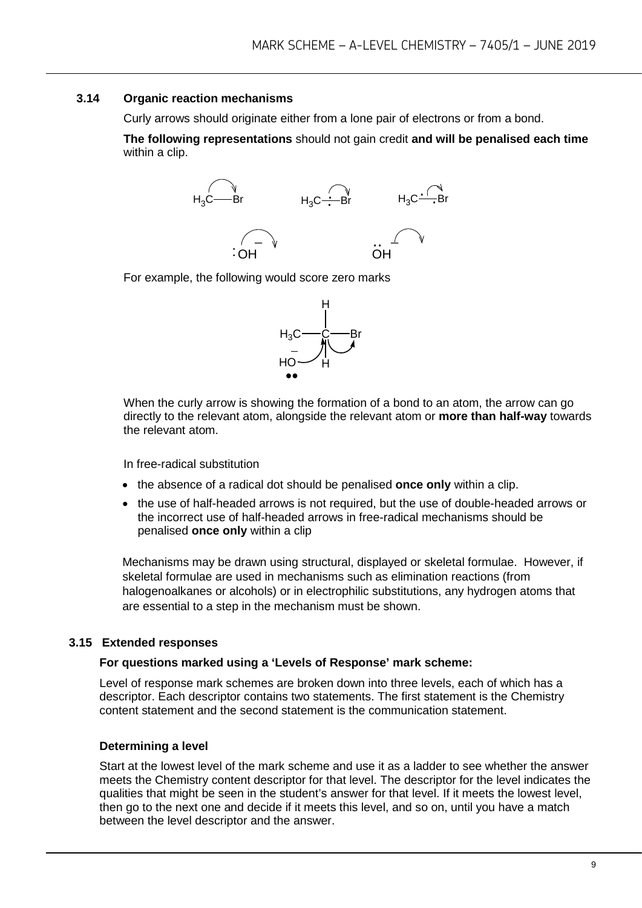### 3.14 Organic reaction mechanisms

Curly arrows should originate either from a lone pair of electrons or from a bond.

**The following representations** should not gain credit **and will be penalised each time** within a clip.

For example, the following would score zero marks

When the curly arrow is showing the formation of a bond to an atom, the arrow can go directly to the relevant atom, alongside the relevant atom or **more than half-way** towards the relevant atom.

In free-radical substitution

- the absence of a radical dot should be penalised **once only** within a clip.
- the use of half-headed arrows is not required, but the use of double-headed arrows or the incorrect use of half-headed arrows in free-radical mechanisms should be penalised **once only** within a clip

Mechanisms may be drawn using structural, displayed or skeletal formulae. However, if skeletal formulae are used in mechanisms such as elimination reactions (from halogenoalkanes or alcohols) or in electrophilic substitutions, any hydrogen atoms that are essential to a step in the mechanism must be shown.

### 3.15 Extended responses

**For questions marked using a 'Levels of Response' mark scheme:**

Level of response mark schemes are broken down into three levels, each of which has a descriptor. Each descriptor contains two statements. The first statement is the Chemistry content statement and the second statement is the communication statement.

**Determining a level**

Start at the lowest level of the mark scheme and use it as a ladder to see whether the answer meets the Chemistry content descriptor for that level. The descriptor for the level indicates the qualities that might be seen in the student's answer for that level. If it meets the lowest level, then go to the next one and decide if it meets this level, and so on, until you have a match between the level descriptor and the answer.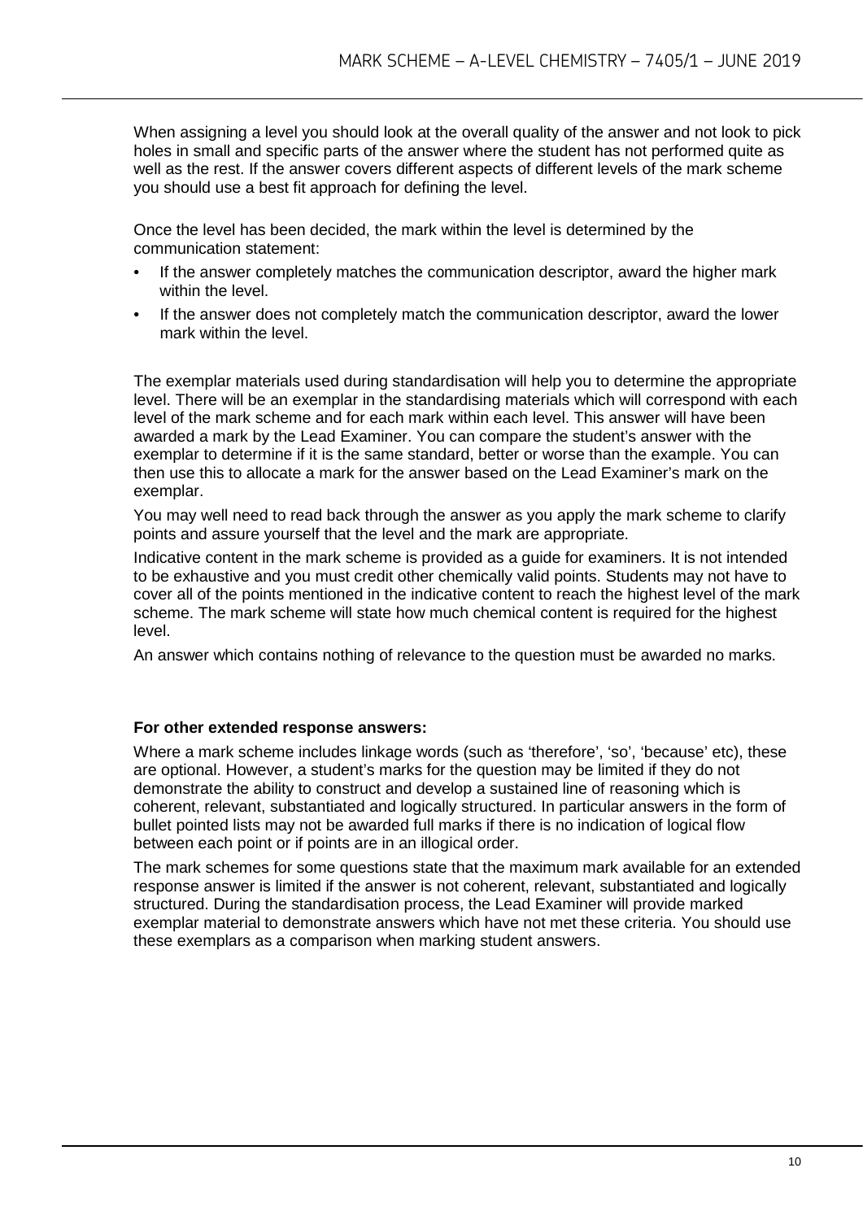When assigning a level you should look at the overall quality of the answer and not look to pick holes in small and specific parts of the answer where the student has not performed quite as well as the rest. If the answer covers different aspects of different levels of the mark scheme you should use a best fit approach for defining the level.

Once the level has been decided, the mark within the level is determined by the communication statement:

- If the answer completely matches the communication descriptor, award the higher mark within the level.
- If the answer does not completely match the communication descriptor, award the lower mark within the level.

The exemplar materials used during standardisation will help you to determine the appropriate level. There will be an exemplar in the standardising materials which will correspond with each level of the mark scheme and for each mark within each level. This answer will have been awarded a mark by the Lead Examiner. You can compare the student's answer with the exemplar to determine if it is the same standard, better or worse than the example. You can then use this to allocate a mark for the answer based on the Lead Examiner's mark on the exemplar.

You may well need to read back through the answer as you apply the mark scheme to clarify points and assure yourself that the level and the mark are appropriate.

Indicative content in the mark scheme is provided as a guide for examiners. It is not intended to be exhaustive and you must credit other chemically valid points. Students may not have to cover all of the points mentioned in the indicative content to reach the highest level of the mark scheme. The mark scheme will state how much chemical content is required for the highest level.

An answer which contains nothing of relevance to the question must be awarded no marks.

**For other extended response answers:**

Where a mark scheme includes linkage words (such as 'therefore', 'so', 'because' etc), these are optional. However, a student's marks for the question may be limited if they do not demonstrate the ability to construct and develop a sustained line of reasoning which is coherent, relevant, substantiated and logically structured. In particular answers in the form of bullet pointed lists may not be awarded full marks if there is no indication of logical flow between each point or if points are in an illogical order.

The mark schemes for some questions state that the maximum mark available for an extended response answer is limited if the answer is not coherent, relevant, substantiated and logically structured. During the standardisation process, the Lead Examiner will provide marked exemplar material to demonstrate answers which have not met these criteria. You should use these exemplars as a comparison when marking student answers.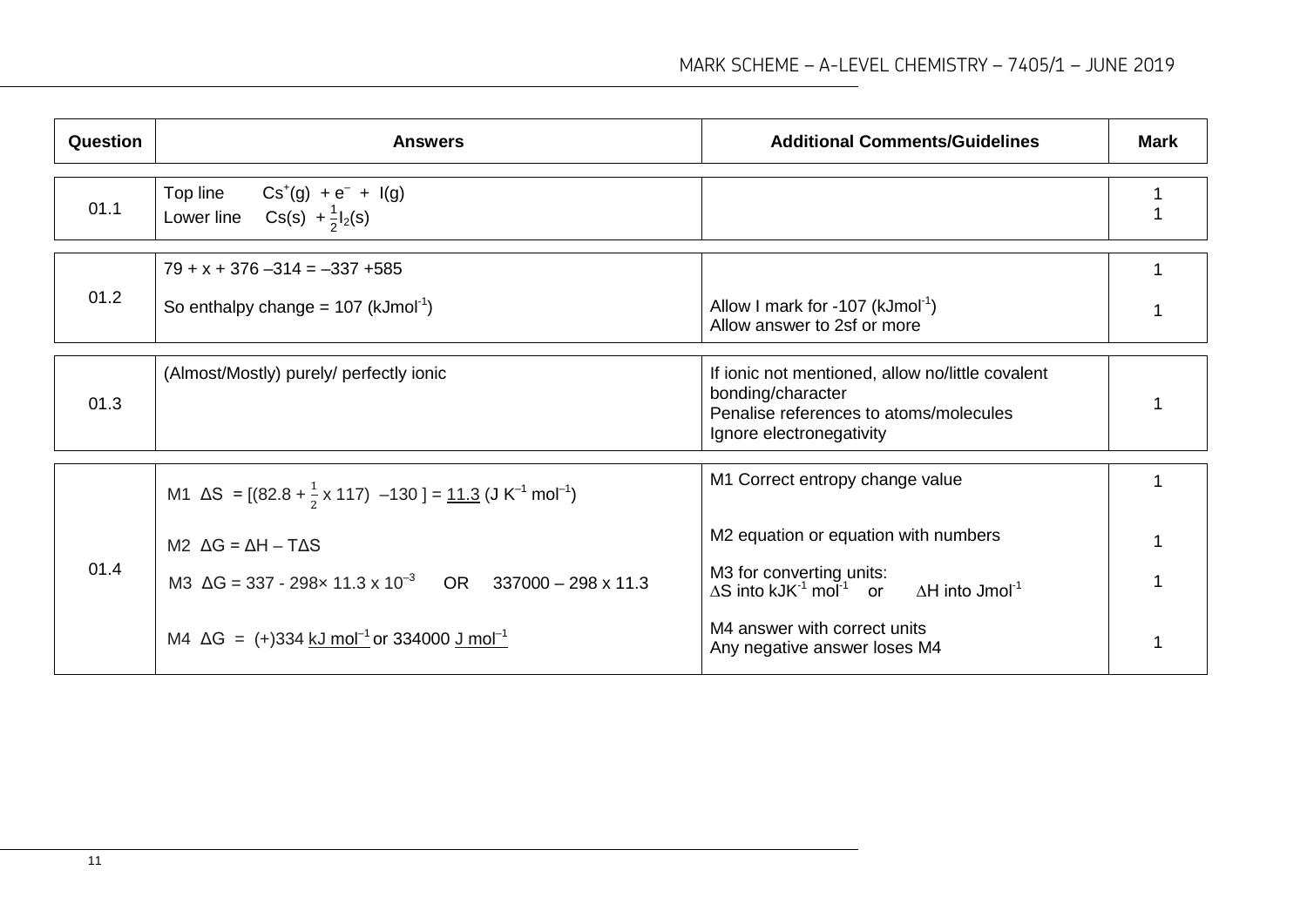| Question | Answers | Additional Comments/Guidelines | Mark |
|---|---|---|---|
| 01.1 | Top line $Cs^+(g) + e^- + I(g)$<br>Lower line $Cs(s) + \frac{1}{2}I_2(s)$ | | 1<br>1 |
| 01.2 | $79 + x + 376 - 314 = -337 + 585$<br><br>So enthalpy change = 107 ($kJmol^{-1}$) | Allow I mark for -107 ($kJmol^{-1}$)<br>Allow answer to 2sf or more | 1<br><br>1 |
| 01.3 | (Almost/Mostly) purely/ perfectly ionic | If ionic not mentioned, allow no/little covalent bonding/character<br>Penalise references to atoms/molecules<br>Ignore electronegativity | 1 |
| 01.4 | M1 $\Delta S = [(82.8 + \frac{1}{2} \times 117) - 130] = \underline{11.3}$ ($J\ K^{-1}\ mol^{-1}$)<br><br>M2 $\Delta G = \Delta H - T\Delta S$<br><br>M3 $\Delta G = 337 - 298 \times 11.3 \times 10^{-3}$ OR $337000 - 298 \times 11.3$<br><br>M4 $\Delta G$ = (+)334 $\underline{kJ\ mol^{-1}}$ or 334000 $\underline{J\ mol^{-1}}$ | M1 Correct entropy change value<br><br>M2 equation or equation with numbers<br><br>M3 for converting units:<br>$\Delta S$ into $kJK^{-1}\ mol^{-1}$ or $\Delta H$ into $Jmol^{-1}$<br><br>M4 answer with correct units<br>Any negative answer loses M4 | 1<br><br>1<br><br>1<br><br>1 |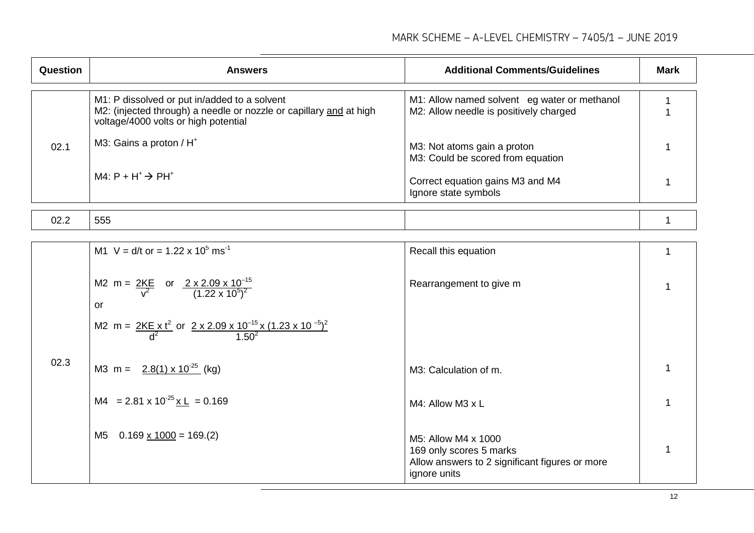| Question | Answers | Additional Comments/Guidelines | Mark |
|---|---|---|---|
| 02.1 | M1: P dissolved or put in/added to a solvent<br>M2: (injected through) a needle or nozzle or capillary <u>and</u> at high voltage/4000 volts or high potential<br><br>M3: Gains a proton / $H^+$<br><br>M4: $P + H^+ \rightarrow PH^+$ | M1: Allow named solvent eg water or methanol<br>M2: Allow needle is positively charged<br><br>M3: Not atoms gain a proton<br>M3: Could be scored from equation<br><br>Correct equation gains M3 and M4<br>Ignore state symbols | 1<br>1<br><br>1<br><br>1 |
| 02.2 | 555 | | 1 |
| 02.3 | M1 $V = d/t$ or $= 1.22 \times 10^5$ $ms^{-1}$<br><br>M2 $m = \frac{2KE}{v^2}$ or $\frac{2 \times 2.09 \times 10^{-15}}{(1.22 \times 10^5)^2}$<br>or<br>M2 $m = \frac{2KE \times t^2}{d^2}$ or $\frac{2 \times 2.09 \times 10^{-15} \times (1.23 \times 10^{-5})^2}{1.50^2}$<br><br>M3 $m = \underline{2.8(1) \times 10^{-25}}$ (kg)<br><br>M4 $= 2.81 \times 10^{-25}$ <u>x L</u> $= 0.169$<br><br>M5 0.169 <u>x 1000</u> = 169.(2) | Recall this equation<br><br>Rearrangement to give m<br><br><br><br>M3: Calculation of m.<br><br>M4: Allow M3 x L<br><br>M5: Allow M4 x 1000<br>169 only scores 5 marks<br>Allow answers to 2 significant figures or more<br>ignore units | 1<br><br>1<br><br><br><br>1<br><br>1<br><br>1 |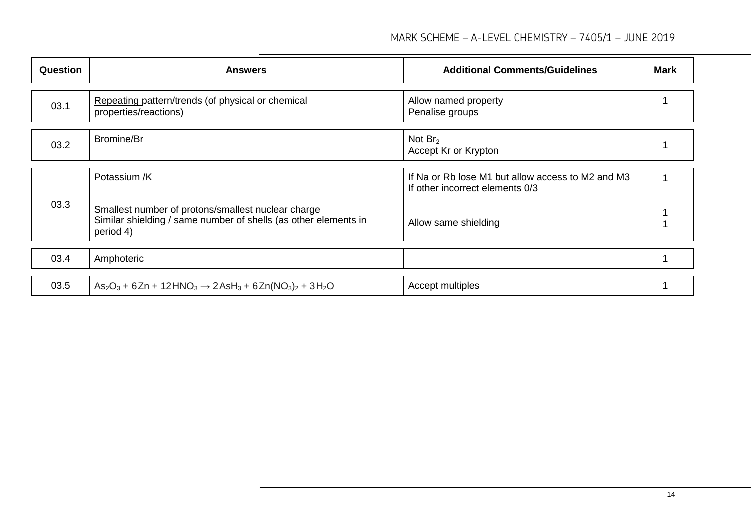| Question | Answers | Additional Comments/Guidelines | Mark |
|---|---|---|---|
| 03.1 | Repeating pattern/trends (of physical or chemical properties/reactions) | Allow named property<br>Penalise groups | 1 |
| 03.2 | Bromine/Br | Not $Br_2$<br>Accept Kr or Krypton | 1 |
| 03.3 | Potassium /K | If Na or Rb lose M1 but allow access to M2 and M3<br>If other incorrect elements 0/3 | 1 |
| | Smallest number of protons/smallest nuclear charge | | 1 |
| | Similar shielding / same number of shells (as other elements in period 4) | Allow same shielding | 1 |
| 03.4 | Amphoteric | | 1 |
| 03.5 | $As_2O_3 + 6Zn + 12HNO_3 \rightarrow 2AsH_3 + 6Zn(NO_3)_2 + 3H_2O$ | Accept multiples | 1 |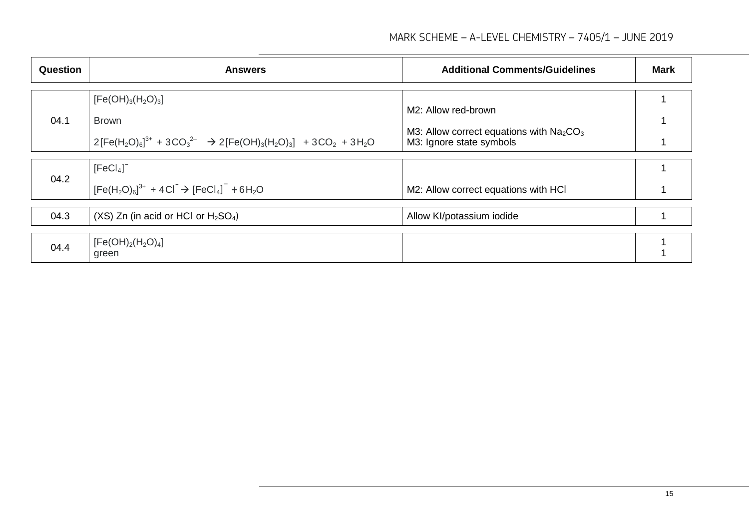| Question | Answers | Additional Comments/Guidelines | Mark |
|---|---|---|---|
| 04.1 | $[Fe(OH)_3(H_2O)_3]$ | | 1 |
| | Brown | M2: Allow red-brown | 1 |
| | $2[Fe(H_2O)_6]^{3+} + 3CO_3^{2-} \rightarrow 2[Fe(OH)_3(H_2O)_3] + 3CO_2 + 3H_2O$ | M3: Allow correct equations with $Na_2CO_3$<br>M3: Ignore state symbols | 1 |
| 04.2 | $[FeCl_4]^-$ | | 1 |
| | $[Fe(H_2O)_6]^{3+} + 4Cl^- \rightarrow [FeCl_4]^- + 6H_2O$ | M2: Allow correct equations with HCl | 1 |
| 04.3 | (XS) Zn (in acid or HCl or $H_2SO_4$) | Allow KI/potassium iodide | 1 |
| 04.4 | $[Fe(OH)_2(H_2O)_4]$ | | 1 |
| | green | | 1 |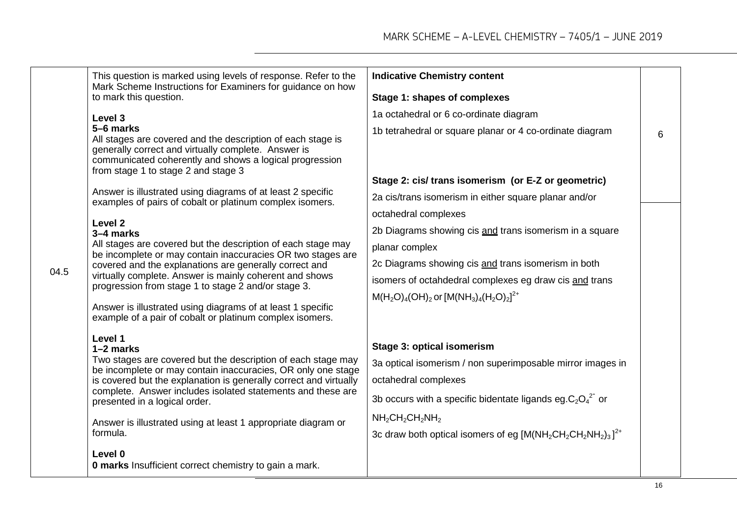| Question | Marking guidance | Indicative Chemistry content | Mark |
|---|---|---|---|
| 04.5 | This question is marked using levels of response. Refer to the Mark Scheme Instructions for Examiners for guidance on how to mark this question.<br><br>**Level 3**<br>**5–6 marks**<br>All stages are covered and the description of each stage is generally correct and virtually complete. Answer is communicated coherently and shows a logical progression from stage 1 to stage 2 and stage 3<br><br>Answer is illustrated using diagrams of at least 2 specific examples of pairs of cobalt or platinum complex isomers.<br><br>**Level 2**<br>**3–4 marks**<br>All stages are covered but the description of each stage may be incomplete or may contain inaccuracies OR two stages are covered and the explanations are generally correct and virtually complete. Answer is mainly coherent and shows progression from stage 1 to stage 2 and/or stage 3.<br><br>Answer is illustrated using diagrams of at least 1 specific example of a pair of cobalt or platinum complex isomers.<br><br>**Level 1**<br>**1–2 marks**<br>Two stages are covered but the description of each stage may be incomplete or may contain inaccuracies, OR only one stage is covered but the explanation is generally correct and virtually complete. Answer includes isolated statements and these are presented in a logical order.<br><br>Answer is illustrated using at least 1 appropriate diagram or formula.<br><br>**Level 0**<br>**0 marks** Insufficient correct chemistry to gain a mark. | **Indicative Chemistry content**<br><br>**Stage 1: shapes of complexes**<br>1a octahedral or 6 co-ordinate diagram<br>1b tetrahedral or square planar or 4 co-ordinate diagram<br><br>**Stage 2: cis/ trans isomerism (or E-Z or geometric)**<br>2a cis/trans isomerism in either square planar and/or octahedral complexes<br>2b Diagrams showing cis <u>and</u> trans isomerism in a square planar complex<br>2c Diagrams showing cis <u>and</u> trans isomerism in both isomers of octahdedral complexes eg draw cis <u>and</u> trans $M(H_2O)_4(OH)_2$ or $[M(NH_3)_4(H_2O)_2]^{2+}$<br><br>**Stage 3: optical isomerism**<br>3a optical isomerism / non superimposable mirror images in octahedral complexes<br>3b occurs with a specific bidentate ligands eg.$C_2O_4^{2-}$ or $NH_2CH_2CH_2NH_2$<br>3c draw both optical isomers of eg $[M(NH_2CH_2CH_2NH_2)_3]^{2+}$ | 6 |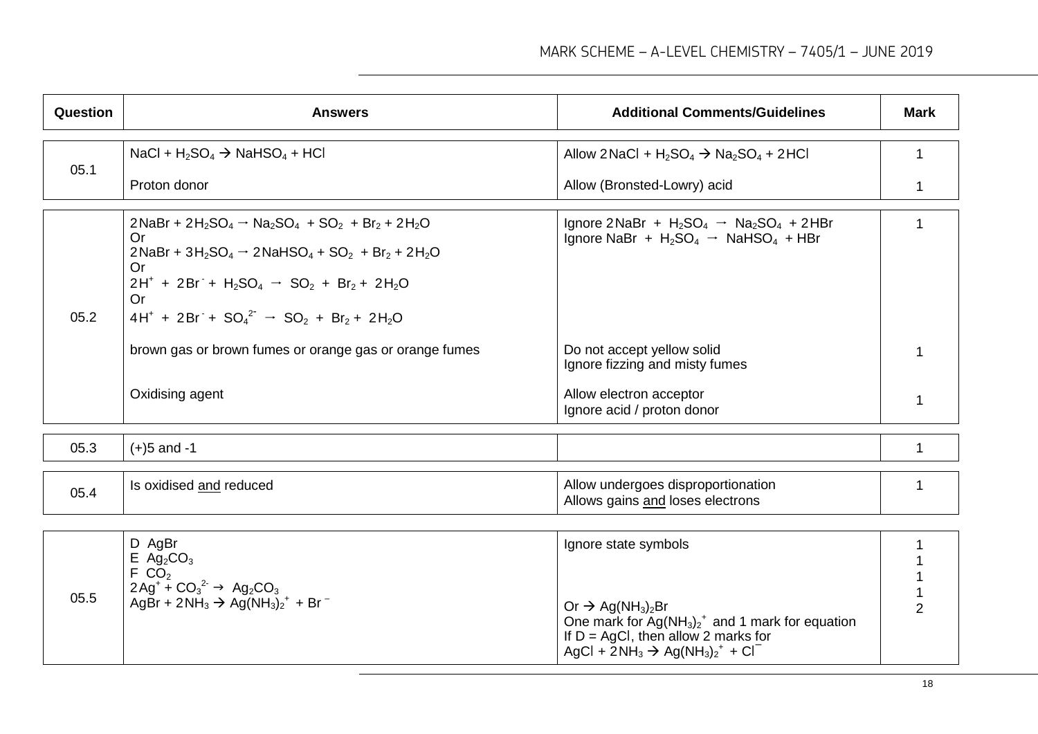| Question | Answers | Additional Comments/Guidelines | Mark |
|---|---|---|---|
| 05.1 | $NaCl + H_2SO_4 \rightarrow NaHSO_4 + HCl$ | Allow $2NaCl + H_2SO_4 \rightarrow Na_2SO_4 + 2HCl$ | 1 |
| | Proton donor | Allow (Bronsted-Lowry) acid | 1 |
| 05.2 | $2NaBr + 2H_2SO_4 \rightarrow Na_2SO_4 + SO_2 + Br_2 + 2H_2O$<br>Or<br>$2NaBr + 3H_2SO_4 \rightarrow 2NaHSO_4 + SO_2 + Br_2 + 2H_2O$<br>Or<br>$2H^+ + 2Br^- + H_2SO_4 \rightarrow SO_2 + Br_2 + 2H_2O$<br>Or<br>$4H^+ + 2Br^- + SO_4^{2-} \rightarrow SO_2 + Br_2 + 2H_2O$ | Ignore $2NaBr + H_2SO_4 \rightarrow Na_2SO_4 + 2HBr$<br>Ignore $NaBr + H_2SO_4 \rightarrow NaHSO_4 + HBr$ | 1 |
| | brown gas or brown fumes or orange gas or orange fumes | Do not accept yellow solid<br>Ignore fizzing and misty fumes | 1 |
| | Oxidising agent | Allow electron acceptor<br>Ignore acid / proton donor | 1 |
| 05.3 | (+)5 and -1 | | 1 |
| 05.4 | Is oxidised <u>and</u> reduced | Allow undergoes disproportionation<br>Allows gains <u>and</u> loses electrons | 1 |
| 05.5 | D $AgBr$<br>E $Ag_2CO_3$<br>F $CO_2$<br>$2Ag^+ + CO_3^{2-} \rightarrow Ag_2CO_3$<br>$AgBr + 2NH_3 \rightarrow Ag(NH_3)_2^+ + Br^-$ | Ignore state symbols<br><br><br><br>Or $\rightarrow Ag(NH_3)_2Br$<br>One mark for $Ag(NH_3)_2^+$ and 1 mark for equation<br>If D = $AgCl$, then allow 2 marks for<br>$AgCl + 2NH_3 \rightarrow Ag(NH_3)_2^+ + Cl^-$ | 1<br>1<br>1<br>1<br>2 |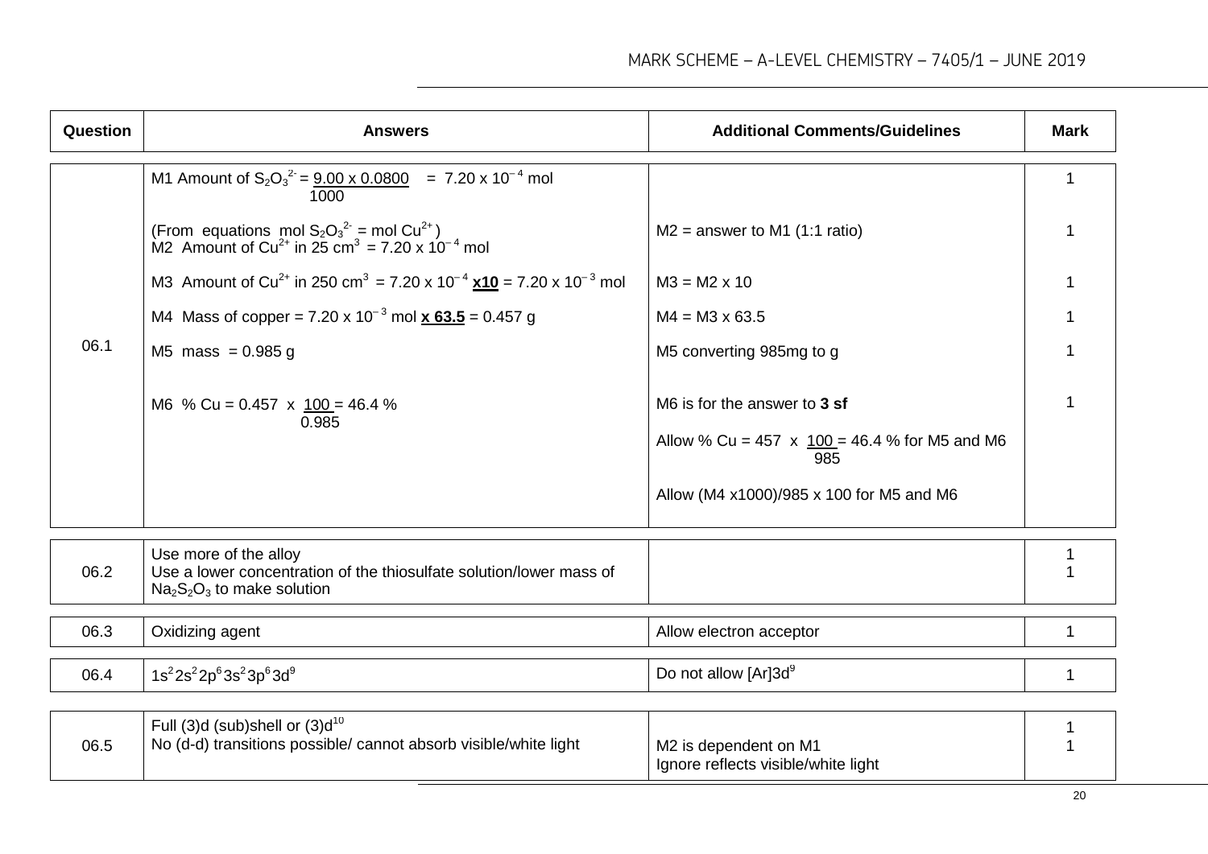| Question | Answers | Additional Comments/Guidelines | Mark |
|---|---|---|---|
| 06.1 | M1 Amount of $S_2O_3^{2-}$ = $\frac{9.00 \times 0.0800}{1000}$ = $7.20 \times 10^{-4}$ mol | | 1 |
| | (From equations mol $S_2O_3^{2-}$ = mol $Cu^{2+}$) M2 Amount of $Cu^{2+}$ in 25 $cm^3$ = $7.20 \times 10^{-4}$ mol | M2 = answer to M1 (1:1 ratio) | 1 |
| | M3 Amount of $Cu^{2+}$ in 250 $cm^3$ = $7.20 \times 10^{-4}$ **x10** = $7.20 \times 10^{-3}$ mol | M3 = M2 x 10 | 1 |
| | M4 Mass of copper = $7.20 \times 10^{-3}$ mol **x 63.5** = 0.457 g | M4 = M3 x 63.5 | 1 |
| | M5 mass = 0.985 g | M5 converting 985mg to g | 1 |
| | M6 % Cu = $\frac{0.457 \times 100}{0.985}$ = 46.4 % | M6 is for the answer to **3 sf**<br><br>Allow % Cu = $\frac{457 \times 100}{985}$ = 46.4 % for M5 and M6<br><br>Allow (M4 x1000)/985 x 100 for M5 and M6 | 1 |
| 06.2 | Use more of the alloy<br>Use a lower concentration of the thiosulfate solution/lower mass of $Na_2S_2O_3$ to make solution | | 1<br>1 |
| 06.3 | Oxidizing agent | Allow electron acceptor | 1 |
| 06.4 | $1s^2 2s^2 2p^6 3s^2 3p^6 3d^9$ | Do not allow $[Ar]3d^9$ | 1 |
| 06.5 | Full (3)d (sub)shell or $(3)d^{10}$<br>No (d-d) transitions possible/ cannot absorb visible/white light | M2 is dependent on M1<br>Ignore reflects visible/white light | 1<br>1 |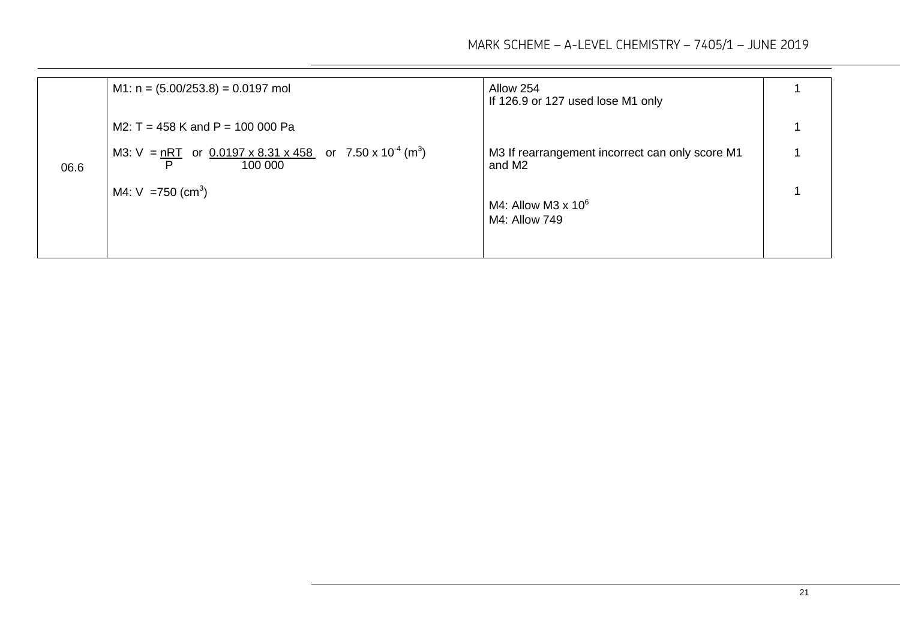| Question | Answers | Additional Comments/Guidance | Mark |
|---|---|---|---|
| 06.6 | M1: $n = (5.00/253.8) = 0.0197$ mol | Allow 254<br>If 126.9 or 127 used lose M1 only | 1 |
| | M2: $T = 458$ K and $P = 100\,000$ Pa | | 1 |
| | M3: $V = \frac{nRT}{P}$ or $\frac{0.0197 \times 8.31 \times 458}{100\,000}$ or $7.50 \times 10^{-4}$ ($m^3$) | M3 If rearrangement incorrect can only score M1 and M2 | 1 |
| | M4: $V = 750$ ($cm^3$) | M4: Allow M3 x $10^6$<br>M4: Allow 749 | 1 |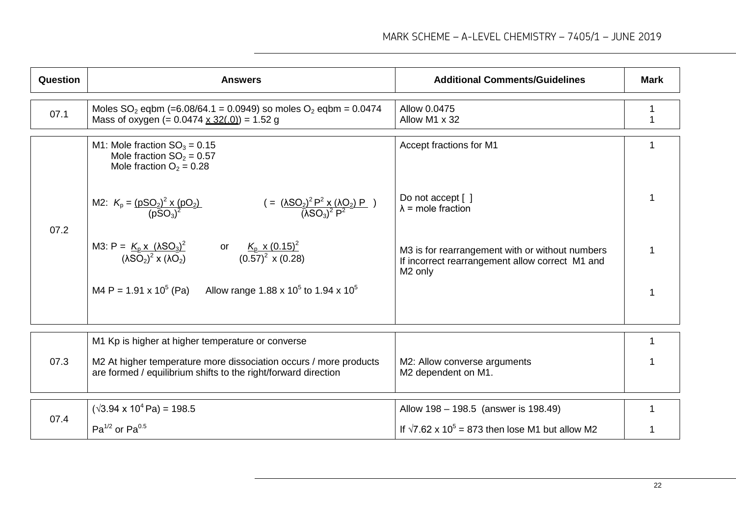| Question | Answers | Additional Comments/Guidelines | Mark |
|---|---|---|---|
| 07.1 | Moles $SO_2$ eqbm (=6.08/64.1 = 0.0949) so moles $O_2$ eqbm = 0.0474<br>Mass of oxygen (= 0.0474 x 32(.0)) = 1.52 g | Allow 0.0475<br>Allow M1 x 32 | 1<br>1 |
| 07.2 | M1: Mole fraction $SO_3$ = 0.15<br>Mole fraction $SO_2$ = 0.57<br>Mole fraction $O_2$ = 0.28<br><br>M2: $K_p = \frac{(pSO_2)^2 \times (pO_2)}{(pSO_3)^2}$  $\left( = \frac{(\lambda SO_2)^2 P^2 \times (\lambda O_2) P}{(\lambda SO_3)^2 P^2} \right)$<br><br>M3: $P = \frac{K_p \times (\lambda SO_3)^2}{(\lambda SO_2)^2 \times (\lambda O_2)}$ or $\frac{K_p \times (0.15)^2}{(0.57)^2 \times (0.28)}$<br><br>M4 P = $1.91 \times 10^5$ (Pa)  Allow range $1.88 \times 10^5$ to $1.94 \times 10^5$ | Accept fractions for M1<br><br>Do not accept [ ]<br>λ = mole fraction<br><br>M3 is for rearrangement with or without numbers<br>If incorrect rearrangement allow correct M1 and M2 only | 1<br><br>1<br><br>1<br><br>1 |
| 07.3 | M1 Kp is higher at higher temperature or converse<br><br>M2 At higher temperature more dissociation occurs / more products are formed / equilibrium shifts to the right/forward direction | <br><br>M2: Allow converse arguments<br>M2 dependent on M1. | 1<br><br>1 |
| 07.4 | ($\sqrt{3.94 \times 10^4}$ Pa) = 198.5<br><br>$Pa^{1/2}$ or $Pa^{0.5}$ | Allow 198 – 198.5 (answer is 198.49)<br><br>If $\sqrt{7.62 \times 10^5}$ = 873 then lose M1 but allow M2 | 1<br><br>1 |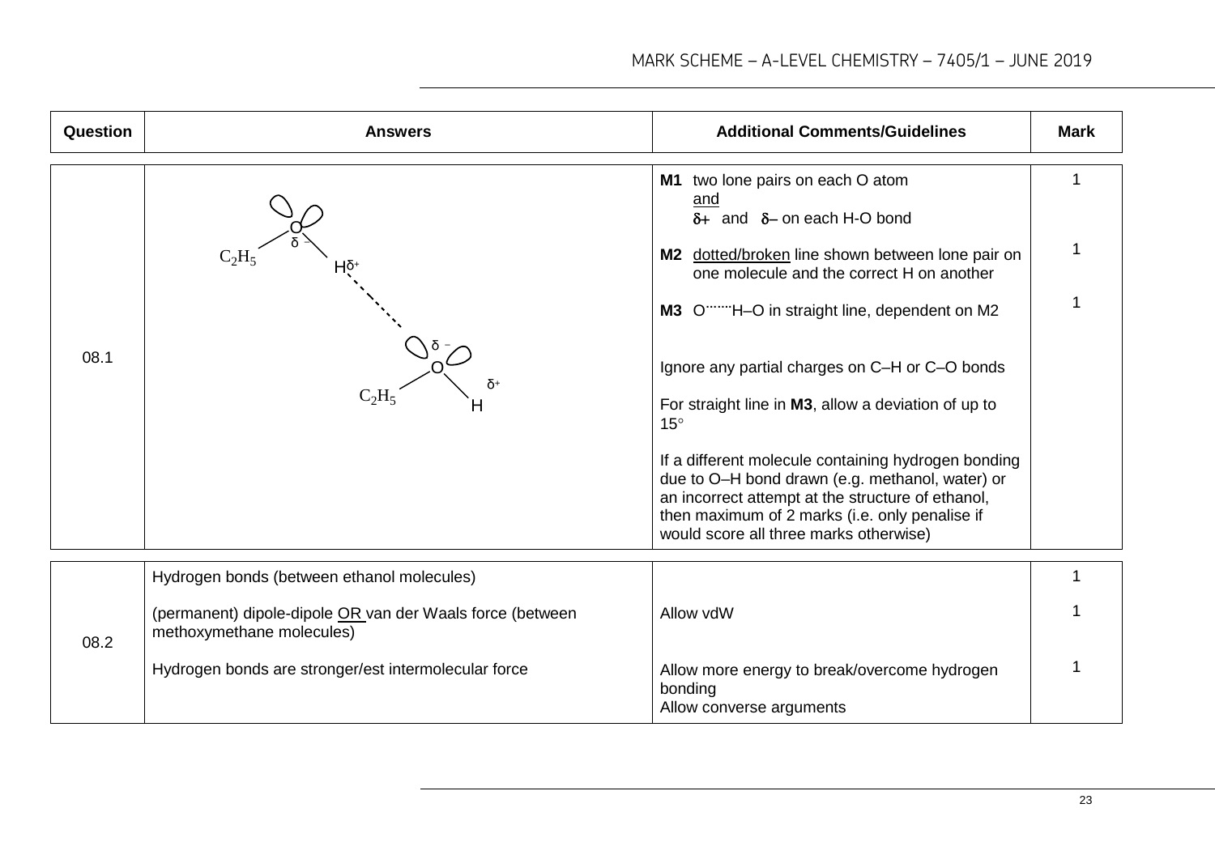| Question | Answers | Additional Comments/Guidelines | Mark |
|---|---|---|---|
| 08.1 | $C_2H_5$–O($\delta-$)–H($\delta+$) ······ O($\delta-$)(–$C_2H_5$)–H($\delta+$) | **M1** two lone pairs on each O atom <u>and</u> $\delta+$ and $\delta-$ on each H-O bond | 1 |
| | | **M2** <u>dotted/broken</u> line shown between lone pair on one molecule and the correct H on another | 1 |
| | | **M3** O·······H–O in straight line, dependent on M2 | 1 |
| | | Ignore any partial charges on C–H or C–O bonds | |
| | | For straight line in **M3**, allow a deviation of up to 15° | |
| | | If a different molecule containing hydrogen bonding due to O–H bond drawn (e.g. methanol, water) or an incorrect attempt at the structure of ethanol, then maximum of 2 marks (i.e. only penalise if would score all three marks otherwise) | |
| 08.2 | Hydrogen bonds (between ethanol molecules) | | 1 |
| | (permanent) dipole-dipole <u>OR</u> van der Waals force (between methoxymethane molecules) | Allow vdW | 1 |
| | Hydrogen bonds are stronger/est intermolecular force | Allow more energy to break/overcome hydrogen bonding<br>Allow converse arguments | 1 |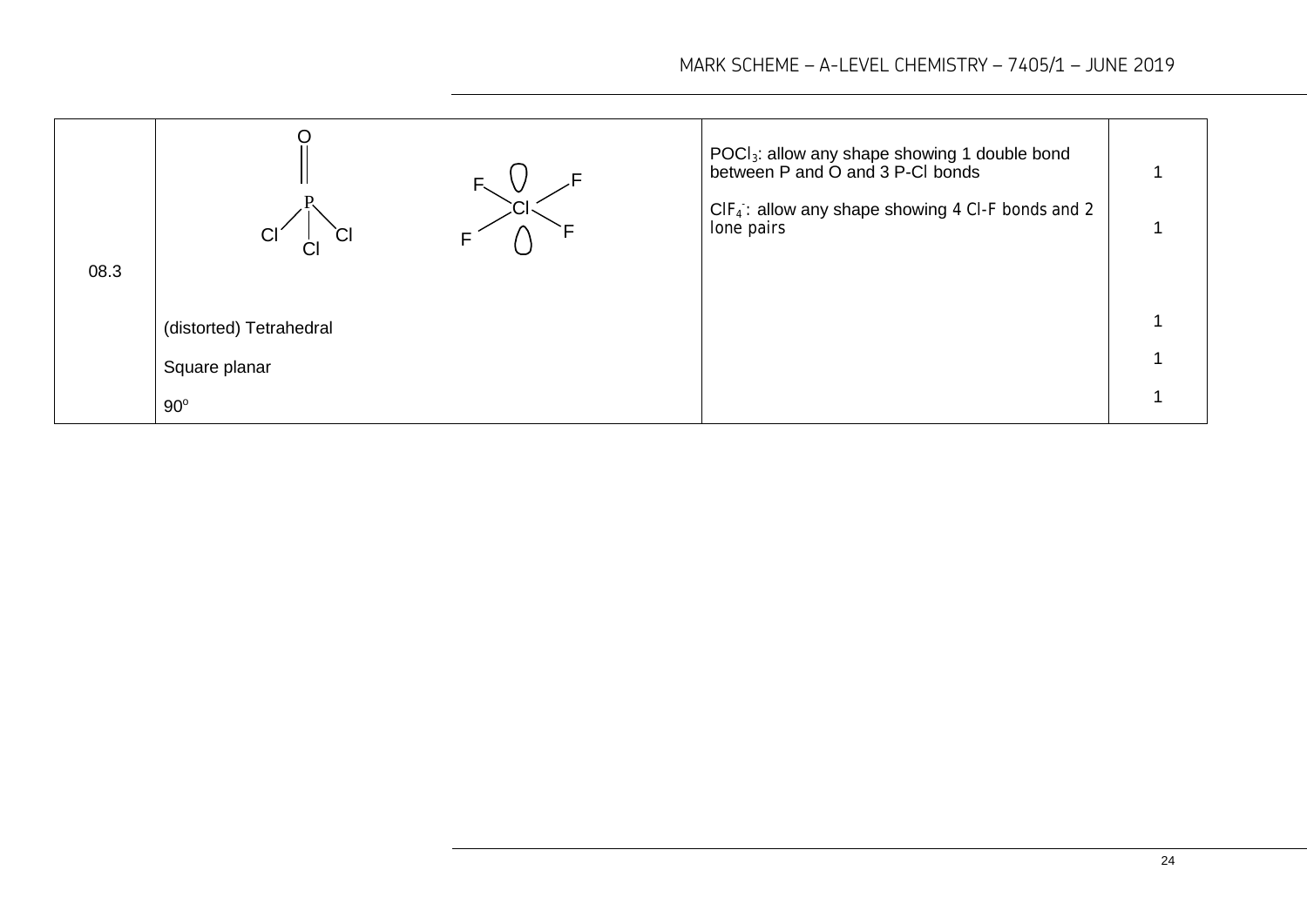| Question | Answers | Additional comments/Guidance | Mark |
|---|---|---|---|
| 08.3 | [Structure of $POCl_3$: P double bonded to O, single bonded to three Cl] [Structure of $ClF_4^-$: Cl with four F and two lone pairs] | $POCl_3$: allow any shape showing 1 double bond between P and O and 3 P-Cl bonds<br><br>$ClF_4^-$: allow any shape showing 4 Cl-F bonds and 2 lone pairs | 1<br><br>1 |
| | (distorted) Tetrahedral | | 1 |
| | Square planar | | 1 |
| | $90^o$ | | 1 |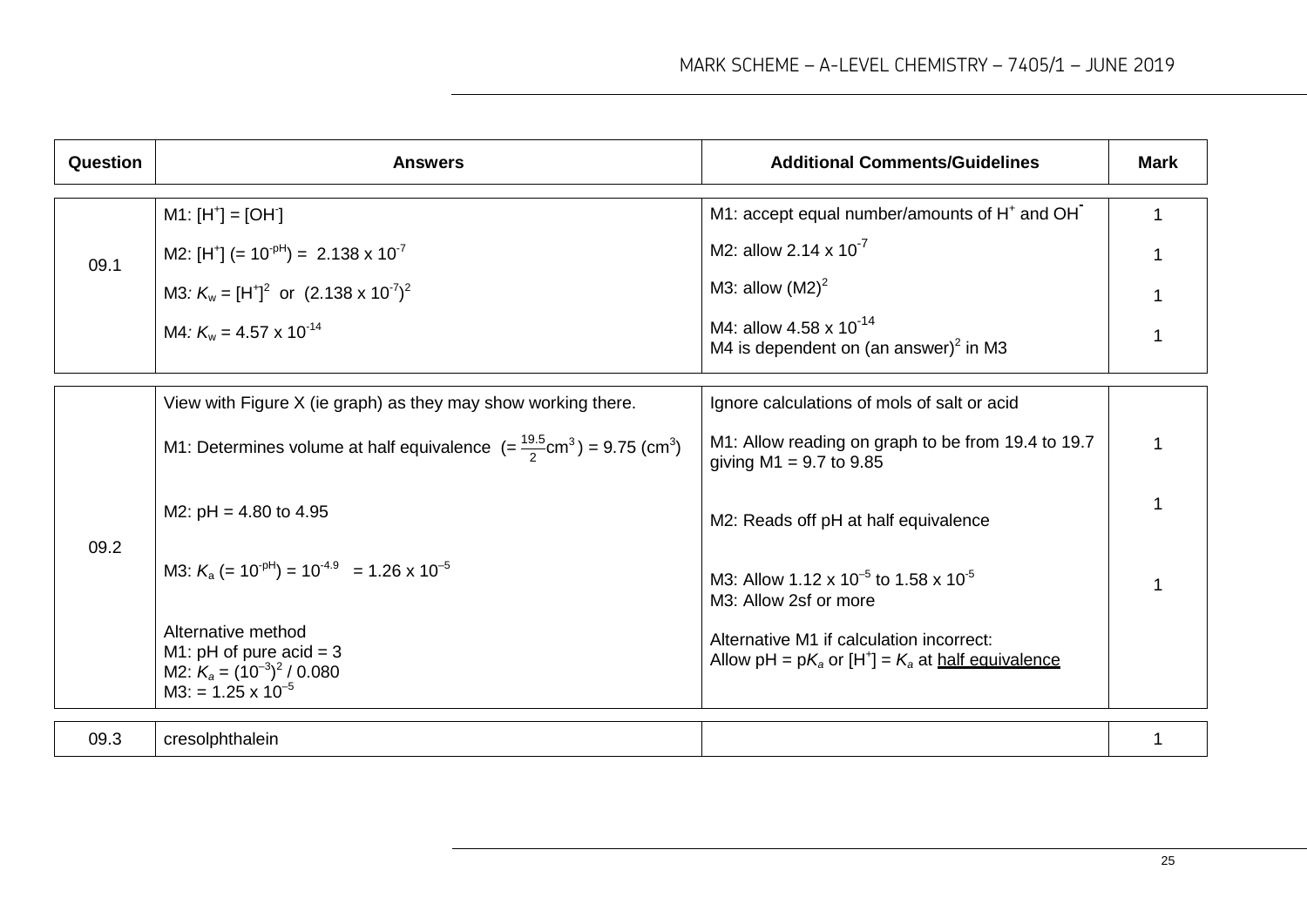| Question | Answers | Additional Comments/Guidelines | Mark |
|---|---|---|---|
| 09.1 | M1: $[H^+] = [OH^-]$<br><br>M2: $[H^+]$ (= $10^{-pH}$) = $2.138 \times 10^{-7}$<br><br>M3: $K_w = [H^+]^2$ or $(2.138 \times 10^{-7})^2$<br><br>M4: $K_w = 4.57 \times 10^{-14}$ | M1: accept equal number/amounts of $H^+$ and $OH^-$<br><br>M2: allow $2.14 \times 10^{-7}$<br><br>M3: allow $(M2)^2$<br><br>M4: allow $4.58 \times 10^{-14}$<br>M4 is dependent on $(\text{an answer})^2$ in M3 | 1<br><br>1<br><br>1<br><br>1 |
| 09.2 | View with Figure X (ie graph) as they may show working there.<br><br>M1: Determines volume at half equivalence (= $\frac{19.5}{2}$cm$^3$) = 9.75 (cm$^3$)<br><br>M2: pH = 4.80 to 4.95<br><br>M3: $K_a$ (= $10^{-pH}$) = $10^{-4.9}$ = $1.26 \times 10^{-5}$<br><br>Alternative method<br>M1: pH of pure acid = 3<br>M2: $K_a = (10^{-3})^2 / 0.080$<br>M3: = $1.25 \times 10^{-5}$ | Ignore calculations of mols of salt or acid<br><br>M1: Allow reading on graph to be from 19.4 to 19.7 giving M1 = 9.7 to 9.85<br><br>M2: Reads off pH at half equivalence<br><br>M3: Allow $1.12 \times 10^{-5}$ to $1.58 \times 10^{-5}$<br>M3: Allow 2sf or more<br><br>Alternative M1 if calculation incorrect:<br>Allow pH = p$K_a$ or $[H^+] = K_a$ at half equivalence | <br><br>1<br><br>1<br><br>1 |
| 09.3 | cresolphthalein | | 1 |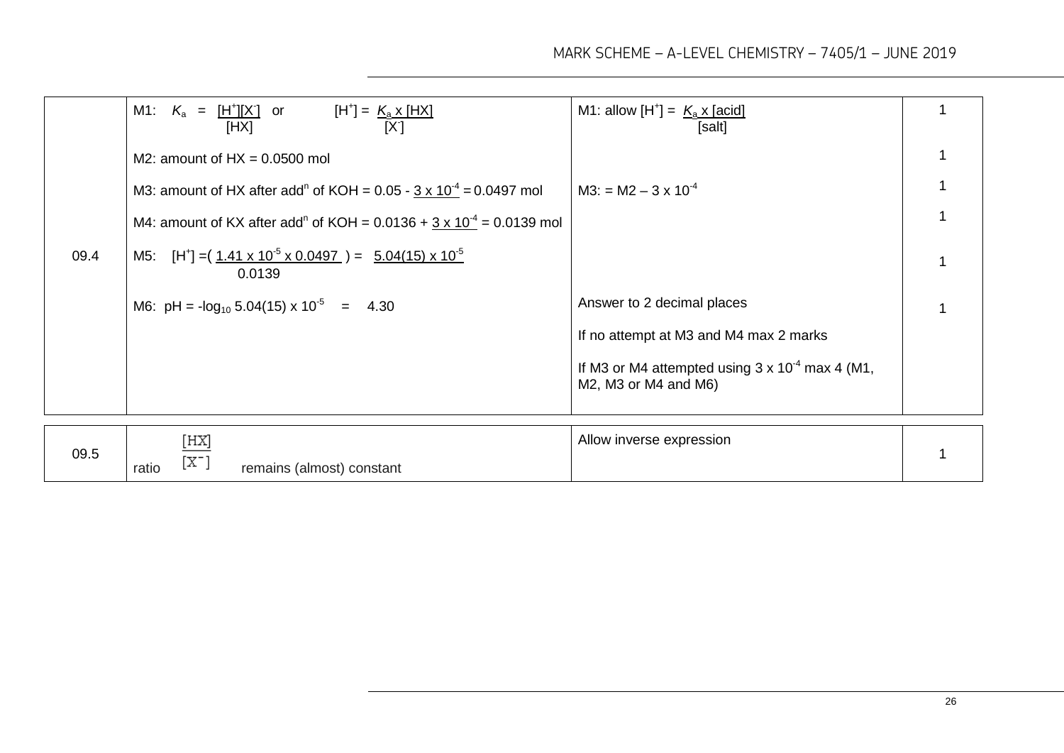| | | | |
|---|---|---|---|
| 09.4 | M1: $K_a = \frac{[H^+][X^-]}{[HX]}$ or $[H^+] = \frac{K_a \times [HX]}{[X^-]}$ | M1: allow $[H^+] = \frac{K_a \times [acid]}{[salt]}$ | 1 |
| | M2: amount of HX = 0.0500 mol | | 1 |
| | M3: amount of HX after add$^n$ of KOH = 0.05 - $\underline{3 \times 10^{-4}}$ = 0.0497 mol | M3: = M2 – $3 \times 10^{-4}$ | 1 |
| | M4: amount of KX after add$^n$ of KOH = 0.0136 + $\underline{3 \times 10^{-4}}$ = 0.0139 mol | | 1 |
| | M5: $[H^+] = \left(\frac{1.41 \times 10^{-5} \times 0.0497}{0.0139}\right) = \underline{5.04(15) \times 10^{-5}}$ | | 1 |
| | M6: pH = $-\log_{10} 5.04(15) \times 10^{-5}$ = 4.30 | Answer to 2 decimal places<br><br>If no attempt at M3 and M4 max 2 marks<br><br>If M3 or M4 attempted using $3 \times 10^{-4}$ max 4 (M1, M2, M3 or M4 and M6) | 1 |

| | | | |
|---|---|---|---|
| 09.5 | ratio $\frac{[HX]}{[X^-]}$ remains (almost) constant | Allow inverse expression | 1 |